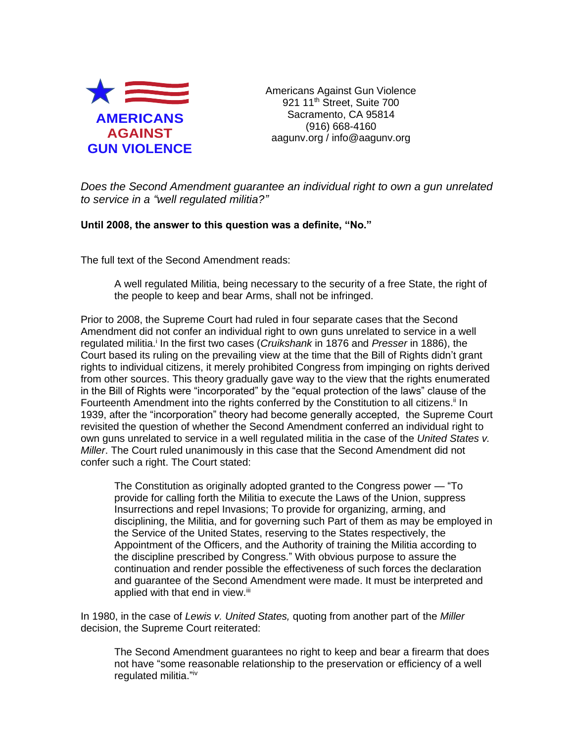**AMERICANS AGAINST GUN VIOLENCE**

Americans Against Gun Violence
921 11th Street, Suite 700
Sacramento, CA 95814
(916) 668-4160
aagunv.org / info@aagunv.org

*Does the Second Amendment guarantee an individual right to own a gun unrelated to service in a "well regulated militia?"*

**Until 2008, the answer to this question was a definite, "No."**

The full text of the Second Amendment reads:

> A well regulated Militia, being necessary to the security of a free State, the right of the people to keep and bear Arms, shall not be infringed.

Prior to 2008, the Supreme Court had ruled in four separate cases that the Second Amendment did not confer an individual right to own guns unrelated to service in a well regulated militia.[i] In the first two cases (*Cruikshank* in 1876 and *Presser* in 1886), the Court based its ruling on the prevailing view at the time that the Bill of Rights didn't grant rights to individual citizens, it merely prohibited Congress from impinging on rights derived from other sources. This theory gradually gave way to the view that the rights enumerated in the Bill of Rights were "incorporated" by the "equal protection of the laws" clause of the Fourteenth Amendment into the rights conferred by the Constitution to all citizens.[ii] In 1939, after the "incorporation" theory had become generally accepted, the Supreme Court revisited the question of whether the Second Amendment conferred an individual right to own guns unrelated to service in a well regulated militia in the case of the *United States v. Miller*. The Court ruled unanimously in this case that the Second Amendment did not confer such a right. The Court stated:

> The Constitution as originally adopted granted to the Congress power — "To provide for calling forth the Militia to execute the Laws of the Union, suppress Insurrections and repel Invasions; To provide for organizing, arming, and disciplining, the Militia, and for governing such Part of them as may be employed in the Service of the United States, reserving to the States respectively, the Appointment of the Officers, and the Authority of training the Militia according to the discipline prescribed by Congress." With obvious purpose to assure the continuation and render possible the effectiveness of such forces the declaration and guarantee of the Second Amendment were made. It must be interpreted and applied with that end in view.[iii]

In 1980, in the case of *Lewis v. United States,* quoting from another part of the *Miller* decision, the Supreme Court reiterated:

> The Second Amendment guarantees no right to keep and bear a firearm that does not have "some reasonable relationship to the preservation or efficiency of a well regulated militia."[iv]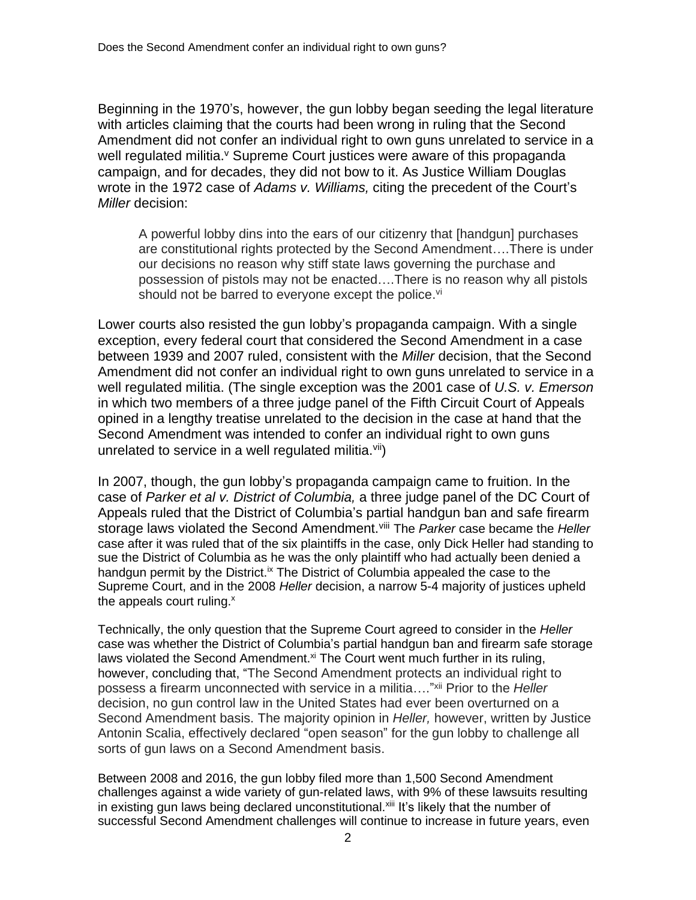Beginning in the 1970's, however, the gun lobby began seeding the legal literature with articles claiming that the courts had been wrong in ruling that the Second Amendment did not confer an individual right to own guns unrelated to service in a well regulated militia.[v] Supreme Court justices were aware of this propaganda campaign, and for decades, they did not bow to it. As Justice William Douglas wrote in the 1972 case of *Adams v. Williams,* citing the precedent of the Court's *Miller* decision:

> A powerful lobby dins into the ears of our citizenry that [handgun] purchases are constitutional rights protected by the Second Amendment….There is under our decisions no reason why stiff state laws governing the purchase and possession of pistols may not be enacted….There is no reason why all pistols should not be barred to everyone except the police.[vi]

Lower courts also resisted the gun lobby's propaganda campaign. With a single exception, every federal court that considered the Second Amendment in a case between 1939 and 2007 ruled, consistent with the *Miller* decision, that the Second Amendment did not confer an individual right to own guns unrelated to service in a well regulated militia. (The single exception was the 2001 case of *U.S. v. Emerson* in which two members of a three judge panel of the Fifth Circuit Court of Appeals opined in a lengthy treatise unrelated to the decision in the case at hand that the Second Amendment was intended to confer an individual right to own guns unrelated to service in a well regulated militia.[vii])

In 2007, though, the gun lobby's propaganda campaign came to fruition. In the case of *Parker et al v. District of Columbia,* a three judge panel of the DC Court of Appeals ruled that the District of Columbia's partial handgun ban and safe firearm storage laws violated the Second Amendment.[viii] The *Parker* case became the *Heller* case after it was ruled that of the six plaintiffs in the case, only Dick Heller had standing to sue the District of Columbia as he was the only plaintiff who had actually been denied a handgun permit by the District.[ix] The District of Columbia appealed the case to the Supreme Court, and in the 2008 *Heller* decision, a narrow 5-4 majority of justices upheld the appeals court ruling.[x]

Technically, the only question that the Supreme Court agreed to consider in the *Heller* case was whether the District of Columbia's partial handgun ban and firearm safe storage laws violated the Second Amendment.[xi] The Court went much further in its ruling, however, concluding that, "The Second Amendment protects an individual right to possess a firearm unconnected with service in a militia…."[xii] Prior to the *Heller* decision, no gun control law in the United States had ever been overturned on a Second Amendment basis. The majority opinion in *Heller,* however, written by Justice Antonin Scalia, effectively declared "open season" for the gun lobby to challenge all sorts of gun laws on a Second Amendment basis.

Between 2008 and 2016, the gun lobby filed more than 1,500 Second Amendment challenges against a wide variety of gun-related laws, with 9% of these lawsuits resulting in existing gun laws being declared unconstitutional.[xiii] It's likely that the number of successful Second Amendment challenges will continue to increase in future years, even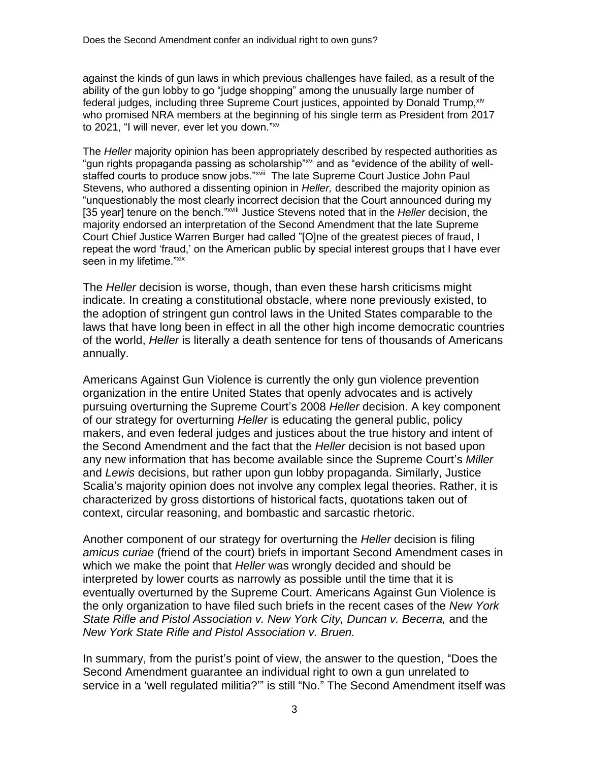against the kinds of gun laws in which previous challenges have failed, as a result of the ability of the gun lobby to go "judge shopping" among the unusually large number of federal judges, including three Supreme Court justices, appointed by Donald Trump,[xiv] who promised NRA members at the beginning of his single term as President from 2017 to 2021, "I will never, ever let you down."[xv]

The *Heller* majority opinion has been appropriately described by respected authorities as "gun rights propaganda passing as scholarship"[xvi] and as "evidence of the ability of well-staffed courts to produce snow jobs."[xvii] The late Supreme Court Justice John Paul Stevens, who authored a dissenting opinion in *Heller,* described the majority opinion as "unquestionably the most clearly incorrect decision that the Court announced during my [35 year] tenure on the bench."[xviii] Justice Stevens noted that in the *Heller* decision, the majority endorsed an interpretation of the Second Amendment that the late Supreme Court Chief Justice Warren Burger had called "[O]ne of the greatest pieces of fraud, I repeat the word 'fraud,' on the American public by special interest groups that I have ever seen in my lifetime."[xix]

The *Heller* decision is worse, though, than even these harsh criticisms might indicate. In creating a constitutional obstacle, where none previously existed, to the adoption of stringent gun control laws in the United States comparable to the laws that have long been in effect in all the other high income democratic countries of the world, *Heller* is literally a death sentence for tens of thousands of Americans annually.

Americans Against Gun Violence is currently the only gun violence prevention organization in the entire United States that openly advocates and is actively pursuing overturning the Supreme Court's 2008 *Heller* decision. A key component of our strategy for overturning *Heller* is educating the general public, policy makers, and even federal judges and justices about the true history and intent of the Second Amendment and the fact that the *Heller* decision is not based upon any new information that has become available since the Supreme Court's *Miller* and *Lewis* decisions, but rather upon gun lobby propaganda. Similarly, Justice Scalia's majority opinion does not involve any complex legal theories. Rather, it is characterized by gross distortions of historical facts, quotations taken out of context, circular reasoning, and bombastic and sarcastic rhetoric.

Another component of our strategy for overturning the *Heller* decision is filing *amicus curiae* (friend of the court) briefs in important Second Amendment cases in which we make the point that *Heller* was wrongly decided and should be interpreted by lower courts as narrowly as possible until the time that it is eventually overturned by the Supreme Court. Americans Against Gun Violence is the only organization to have filed such briefs in the recent cases of the *New York State Rifle and Pistol Association v. New York City, Duncan v. Becerra,* and the *New York State Rifle and Pistol Association v. Bruen.*

In summary, from the purist's point of view, the answer to the question, "Does the Second Amendment guarantee an individual right to own a gun unrelated to service in a 'well regulated militia?'" is still "No." The Second Amendment itself was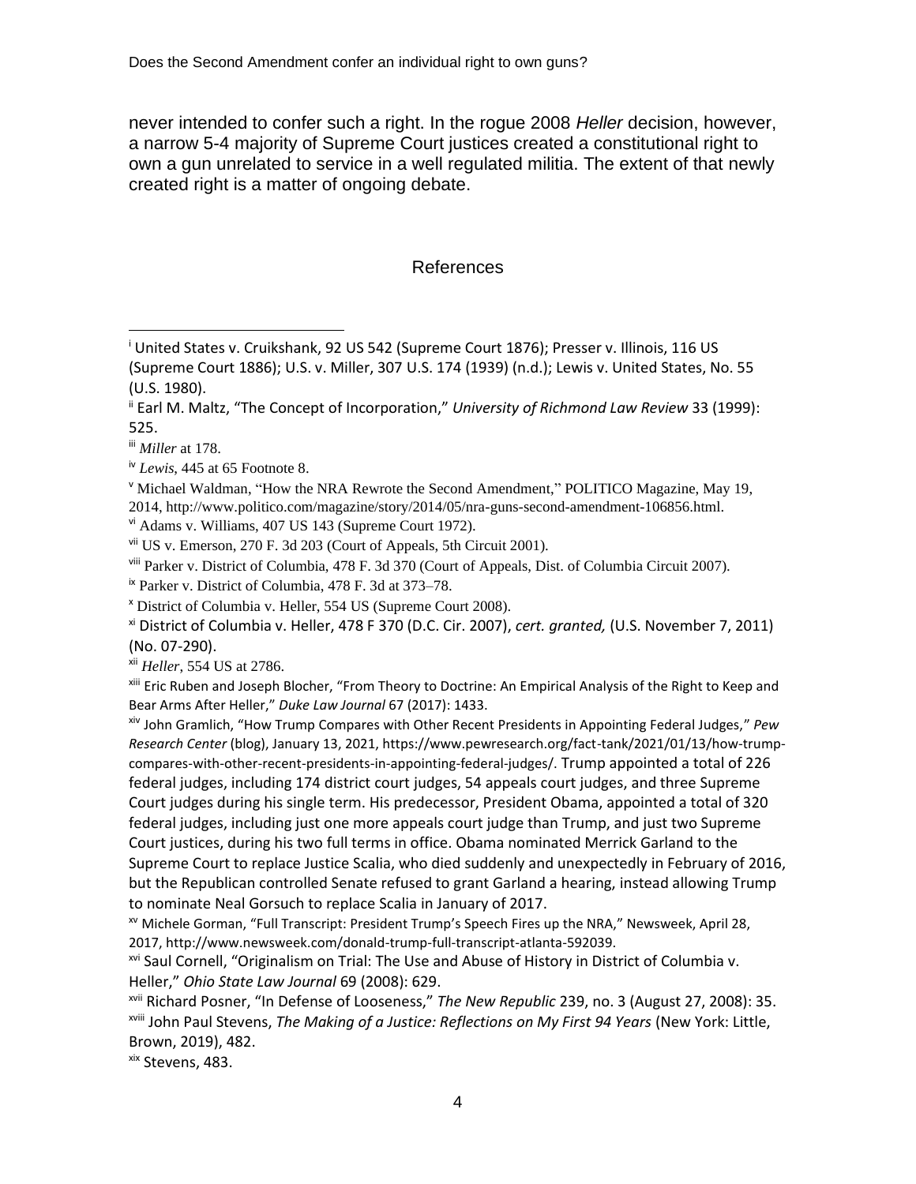never intended to confer such a right. In the rogue 2008 *Heller* decision, however, a narrow 5-4 majority of Supreme Court justices created a constitutional right to own a gun unrelated to service in a well regulated militia. The extent of that newly created right is a matter of ongoing debate.

## References

[i] United States v. Cruikshank, 92 US 542 (Supreme Court 1876); Presser v. Illinois, 116 US (Supreme Court 1886); U.S. v. Miller, 307 U.S. 174 (1939) (n.d.); Lewis v. United States, No. 55 (U.S. 1980).

[ii] Earl M. Maltz, "The Concept of Incorporation," *University of Richmond Law Review* 33 (1999): 525.

[iii] *Miller* at 178.

[iv] *Lewis*, 445 at 65 Footnote 8.

[v] Michael Waldman, "How the NRA Rewrote the Second Amendment," POLITICO Magazine, May 19, 2014, http://www.politico.com/magazine/story/2014/05/nra-guns-second-amendment-106856.html.

[vi] Adams v. Williams, 407 US 143 (Supreme Court 1972).

[vii] US v. Emerson, 270 F. 3d 203 (Court of Appeals, 5th Circuit 2001).

[viii] Parker v. District of Columbia, 478 F. 3d 370 (Court of Appeals, Dist. of Columbia Circuit 2007).

[ix] Parker v. District of Columbia, 478 F. 3d at 373–78.

[x] District of Columbia v. Heller, 554 US (Supreme Court 2008).

[xi] District of Columbia v. Heller, 478 F 370 (D.C. Cir. 2007), *cert. granted,* (U.S. November 7, 2011) (No. 07-290).

[xii] *Heller*, 554 US at 2786.

[xiii] Eric Ruben and Joseph Blocher, "From Theory to Doctrine: An Empirical Analysis of the Right to Keep and Bear Arms After Heller," *Duke Law Journal* 67 (2017): 1433.

[xiv] John Gramlich, "How Trump Compares with Other Recent Presidents in Appointing Federal Judges," *Pew Research Center* (blog), January 13, 2021, https://www.pewresearch.org/fact-tank/2021/01/13/how-trump-compares-with-other-recent-presidents-in-appointing-federal-judges/. Trump appointed a total of 226 federal judges, including 174 district court judges, 54 appeals court judges, and three Supreme Court judges during his single term. His predecessor, President Obama, appointed a total of 320 federal judges, including just one more appeals court judge than Trump, and just two Supreme Court justices, during his two full terms in office. Obama nominated Merrick Garland to the Supreme Court to replace Justice Scalia, who died suddenly and unexpectedly in February of 2016, but the Republican controlled Senate refused to grant Garland a hearing, instead allowing Trump to nominate Neal Gorsuch to replace Scalia in January of 2017.

[xv] Michele Gorman, "Full Transcript: President Trump's Speech Fires up the NRA," Newsweek, April 28, 2017, http://www.newsweek.com/donald-trump-full-transcript-atlanta-592039.

[xvi] Saul Cornell, "Originalism on Trial: The Use and Abuse of History in District of Columbia v. Heller," *Ohio State Law Journal* 69 (2008): 629.

[xvii] Richard Posner, "In Defense of Looseness," *The New Republic* 239, no. 3 (August 27, 2008): 35.

[xviii] John Paul Stevens, *The Making of a Justice: Reflections on My First 94 Years* (New York: Little, Brown, 2019), 482.

[xix] Stevens, 483.